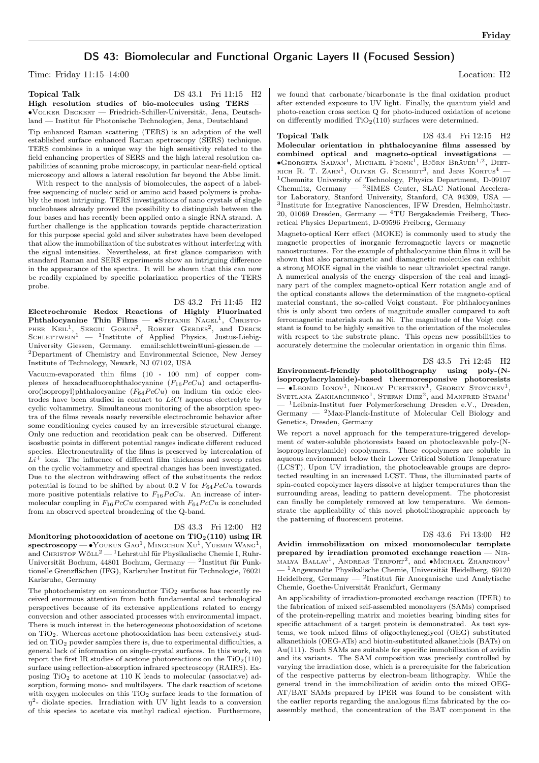# DS 43: Biomolecular and Functional Organic Layers II (Focused Session)

Time: Friday 11:15–14:00 Location: H2

**Topical Talk** DS 43.1 Fri 11:15 H2

**High resolution studies of bio-molecules using TERS** — •Volker Deckert — Friedrich-Schiller-Universität, Jena, Deutschland — Institut für Photonische Technologien, Jena, Deutschland

Tip enhanced Raman scattering (TERS) is an adaption of the well established surface enhanced Raman spectroscopy (SERS) technique. TERS combines in a unique way the high sensitivity related to the field enhancing properties of SERS and the high lateral resolution capabilities of scanning probe microscopy, in particular near-field optical microscopy and allows a lateral resolution far beyond the Abbe limit.

With respect to the analysis of biomolecules, the aspect of a label-free sequencing of nucleic acid or amino acid based polymers is probably the most intriguing. TERS investigations of nano crystals of single nucleobases already proved the possibility to distinguish between the four bases and has recently been applied onto a single RNA strand. A further challenge is the application towards peptide characterization for this purpose special gold and silver substrates have been developed that allow the immobilization of the substrates without interfering with the signal intensities. Nevertheless, at first glance comparison with standard Raman and SERS experiments show an intriguing difference in the appearance of the spectra. It will be shown that this can now be readily explained by specific polarization properties of the TERS probe.

DS 43.2 Fri 11:45 H2

**Electrochromic Redox Reactions of Highly Fluorinated Phthalocyanine Thin Films** — •Stefanie Nagel[1], Christopher Keil[1], Sergiu Gorun[2], Robert Gerdes[2], and Derck Schlettwein[1] — [1]Institute of Applied Physics, Justus-Liebig-University Giessen, Germany. email:schlettwein@uni-giessen.de — [2]Department of Chemistry and Environmental Science, New Jersey Institute of Technology, Newark, NJ 07102, USA

Vacuum-evaporated thin films (10 - 100 nm) of copper complexes of hexadecafluorophthalocyanine ($F_{16}PcCu$) and octaperfluoro(isopropyl)phthalocyanine ($F_{64}PcCu$) on indium tin oxide electrodes have been studied in contact to $LiCl$ aqueous electrolyte by cyclic voltammetry. Simultaneous monitoring of the absorption spectra of the films reveals nearly reversible electrochromic behavior after some conditioning cycles caused by an irreversible structural change. Only one reduction and reoxidation peak can be observed. Different isosbestic points in different potential ranges indicate different reduced species. Electroneutrality of the films is preserved by intercalation of $Li^+$ ions. The influence of different film thickness and sweep rates on the cyclic voltammetry and spectral changes has been investigated. Due to the electron withdrawing effect of the substituents the redox potential is found to be shifted by about 0.2 V for $F_{64}PcCu$ towards more positive potentials relative to $F_{16}PcCu$. An increase of intermolecular coupling in $F_{16}PcCu$ compared with $F_{64}PcCu$ is concluded from an observed spectral broadening of the Q-band.

DS 43.3 Fri 12:00 H2

**Monitoring photooxidation of acetone on $TiO_2$(110) using IR spectroscopy** — •Youkun Gao[1], Mingchun Xu[1], Yuemin Wang[1], and Christof Wöll[2] — [1]Lehrstuhl für Physikalische Chemie I, Ruhr-Universität Bochum, 44801 Bochum, Germany — [2]Institut für Funktionelle Grenzflächen (IFG), Karlsruher Institut für Technologie, 76021 Karlsruhe, Germany

The photochemistry on semiconductor $TiO_2$ surfaces has recently received enormous attention from both fundamental and technological perspectives because of its extensive applications related to energy conversion and other associated processes with environmental impact. There is much interest in the heterogeneous photooxidation of acetone on $TiO_2$. Whereas acetone photooxidation has been extensively studied on $TiO_2$ powder samples there is, due to experimental difficulties, a general lack of information on single-crystal surfaces. In this work, we report the first IR studies of acetone photoreactions on the $TiO_2$(110) surface using reflection-absorption infrared spectroscopy (RAIRS). Exposing $TiO_2$ to acetone at 110 K leads to molecular (associatve) adsorption, forming mono- and multilayers. The dark reaction of acetone with oxygen molecules on this $TiO_2$ surface leads to the formation of $\eta^2$- diolate species. Irradiation with UV light leads to a conversion of this species to acetate via methyl radical ejection. Furthermore, we found that carbonate/bicarbonate is the final oxidation product after extended exposure to UV light. Finally, the quantum yield and photo-reaction cross section Q for photo-induced oxidation of acetone on differently modified $TiO_2$(110) surfaces were determined.

**Topical Talk** DS 43.4 Fri 12:15 H2

**Molecular orientation in phthalocyanine films assessed by combined optical and magneto-optical investigations** — •Georgeta Salvan[1], Michael Fronk[1], Björn Bräuer[1,2], Dietrich R. T. Zahn[1], Oliver G. Schmidt[3], and Jens Kortus[4] — [1]Chemnitz University of Technology, Physics Department, D-09107 Chemnitz, Germany — [2]SIMES Center, SLAC National Accelerator Laboratory, Stanford University, Stanford, CA 94309, USA — [3]Institute for Integrative Nanosciences, IFW Dresden, Helmholtzstr. 20, 01069 Dresden, Germany — [4]TU Bergakademie Freiberg, Theoretical Physics Department, D-09596 Freiberg, Germany

Magneto-optical Kerr effect (MOKE) is commonly used to study the magnetic properties of inorganic ferromagnetic layers or magnetic nanostructures. For the example of phthalocyanine thin films it will be shown that also paramagnetic and diamagnetic molecules can exhibit a strong MOKE signal in the visible to near ultraviolet spectral range. A numerical analysis of the energy dispersion of the real and imaginary part of the complex magneto-optical Kerr rotation angle and of the optical constants allows the determination of the magneto-optical material constant, the so-called Voigt constant. For phthalocyanines this is only about two orders of magnitude smaller compared to soft ferromagnetic materials such as Ni. The magnitude of the Voigt constant is found to be highly sensitive to the orientation of the molecules with respect to the substrate plane. This opens new possibilities to accurately determine the molecular orientation in organic thin films.

DS 43.5 Fri 12:45 H2

**Environment-friendly photolithography using poly-(N-isopropylacrylamide)-based thermoresponsive photoresists** — •Leonid Ionov[1], Nikolay Puretskiy[1], Georgy Stoychev[1], Svetlana Zakharchenko[1], Stefan Diez[2], and Manfred Stamm[1] — [1]Leibniz-Institut fuer Polymerforschung Dresden e.V., Dresden, Germany — [2]Max-Planck-Institute of Molecular Cell Biology and Genetics, Dresden, Germany

We report a novel approach for the temperature-triggered development of water-soluble photoresists based on photocleavable poly-(N-isopropylacrylamide) copolymers. These copolymers are soluble in aqueous environment below their Lower Critical Solution Temperature (LCST). Upon UV irradiation, the photocleavable groups are deprotected resulting in an increased LCST. Thus, the illuminated parts of spin-coated copolymer layers dissolve at higher temperatures than the surrounding areas, leading to pattern development. The photoresist can finally be completely removed at low temperature. We demonstrate the applicability of this novel photolithographic approach by the patterning of fluorescent proteins.

DS 43.6 Fri 13:00 H2

**Avidin immobilization on mixed monomolecular template prepared by irradiation promoted exchange reaction** — Nirmalya Ballav[1], Andreas Terfort[2], and •Michael Zharnikov[1] — [1]Angewandte Physikalische Chemie, Universität Heidelberg, 69120 Heidelberg, Germany — [2]Institut für Anorganische und Analytische Chemie, Goethe-Universität Frankfurt, Germany

An applicability of irradiation-promoted exchange reaction (IPER) to the fabrication of mixed self-assembled monolayers (SAMs) comprised of the protein-repelling matrix and moieties bearing binding sites for specific attachment of a target protein is demonstrated. As test systems, we took mixed films of oligoethyleneglycol (OEG) substituted alkanethiols (OEG-ATs) and biotin-substituted alkanethiols (BATs) on Au(111). Such SAMs are suitable for specific immobilization of avidin and its variants. The SAM composition was precisely controlled by varying the irradiation dose, which is a prerequisite for the fabrication of the respective patterns by electron-beam lithography. While the general trend in the immobilization of avidin onto the mixed OEG-AT/BAT SAMs prepared by IPER was found to be consistent with the earlier reports regarding the analogous films fabricated by the co-assembly method, the concentration of the BAT component in the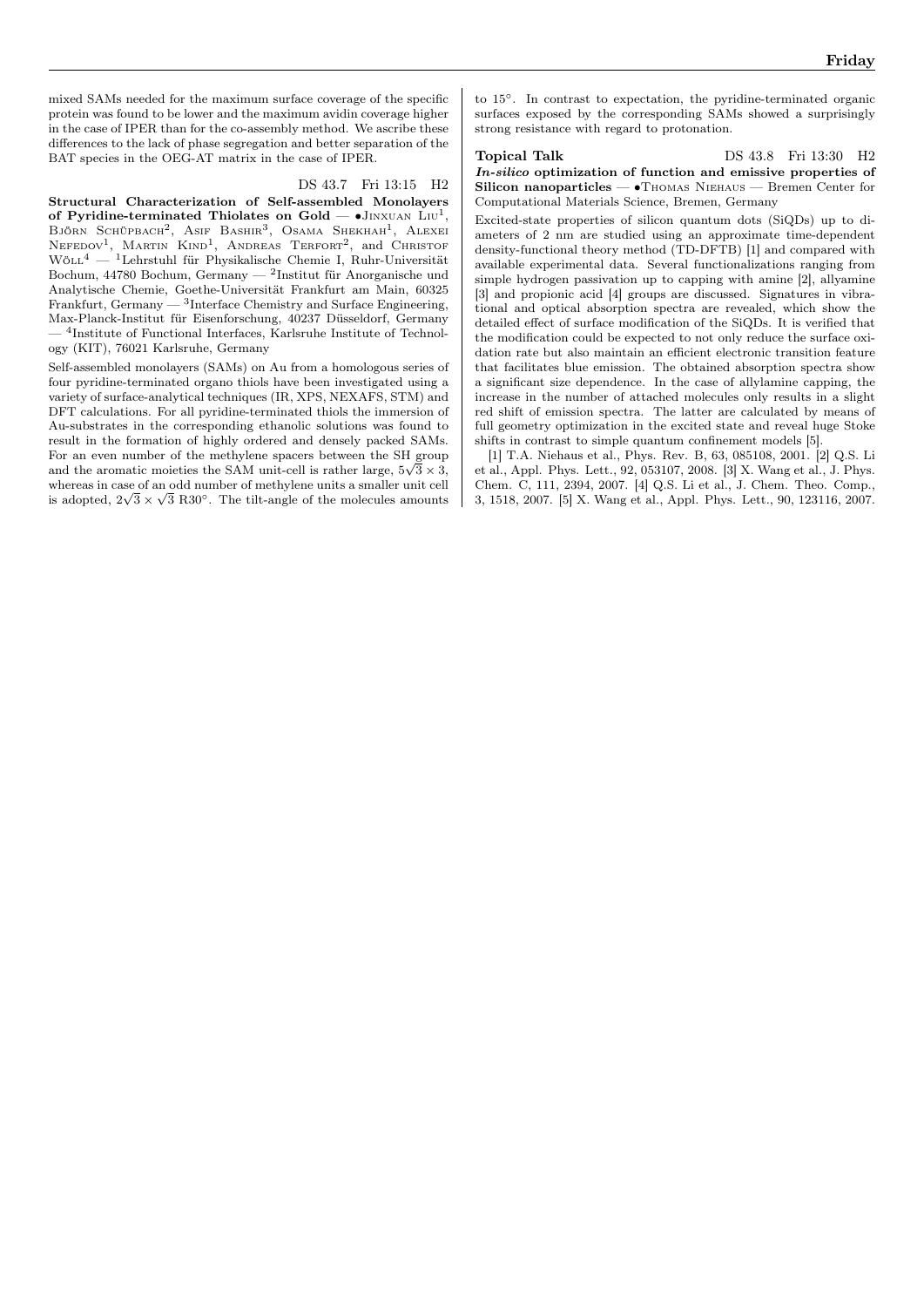mixed SAMs needed for the maximum surface coverage of the specific protein was found to be lower and the maximum avidin coverage higher in the case of IPER than for the co-assembly method. We ascribe these differences to the lack of phase segregation and better separation of the BAT species in the OEG-AT matrix in the case of IPER.

DS 43.7 Fri 13:15 H2

**Structural Characterization of Self-assembled Monolayers of Pyridine-terminated Thiolates on Gold** — •Jinxuan Liu[1], Björn Schüpbach[2], Asif Bashir[3], Osama Shekhah[1], Alexei Nefedov[1], Martin Kind[1], Andreas Terfort[2], and Christof Wöll[4] — [1]Lehrstuhl für Physikalische Chemie I, Ruhr-Universität Bochum, 44780 Bochum, Germany — [2]Institut für Anorganische und Analytische Chemie, Goethe-Universität Frankfurt am Main, 60325 Frankfurt, Germany — [3]Interface Chemistry and Surface Engineering, Max-Planck-Institut für Eisenforschung, 40237 Düsseldorf, Germany — [4]Institute of Functional Interfaces, Karlsruhe Institute of Technology (KIT), 76021 Karlsruhe, Germany

Self-assembled monolayers (SAMs) on Au from a homologous series of four pyridine-terminated organo thiols have been investigated using a variety of surface-analytical techniques (IR, XPS, NEXAFS, STM) and DFT calculations. For all pyridine-terminated thiols the immersion of Au-substrates in the corresponding ethanolic solutions was found to result in the formation of highly ordered and densely packed SAMs. For an even number of the methylene spacers between the SH group and the aromatic moieties the SAM unit-cell is rather large, $5\sqrt{3} \times 3$, whereas in case of an odd number of methylene units a smaller unit cell is adopted, $2\sqrt{3} \times \sqrt{3}$ R30°. The tilt-angle of the molecules amounts to 15°. In contrast to expectation, the pyridine-terminated organic surfaces exposed by the corresponding SAMs showed a surprisingly strong resistance with regard to protonation.

**Topical Talk** DS 43.8 Fri 13:30 H2

***In-silico* optimization of function and emissive properties of Silicon nanoparticles** — •Thomas Niehaus — Bremen Center for Computational Materials Science, Bremen, Germany

Excited-state properties of silicon quantum dots (SiQDs) up to diameters of 2 nm are studied using an approximate time-dependent density-functional theory method (TD-DFTB) [1] and compared with available experimental data. Several functionalizations ranging from simple hydrogen passivation up to capping with amine [2], allyamine [3] and propionic acid [4] groups are discussed. Signatures in vibrational and optical absorption spectra are revealed, which show the detailed effect of surface modification of the SiQDs. It is verified that the modification could be expected to not only reduce the surface oxidation rate but also maintain an efficient electronic transition feature that facilitates blue emission. The obtained absorption spectra show a significant size dependence. In the case of allylamine capping, the increase in the number of attached molecules only results in a slight red shift of emission spectra. The latter are calculated by means of full geometry optimization in the excited state and reveal huge Stoke shifts in contrast to simple quantum confinement models [5].

[1] T.A. Niehaus et al., Phys. Rev. B, 63, 085108, 2001. [2] Q.S. Li et al., Appl. Phys. Lett., 92, 053107, 2008. [3] X. Wang et al., J. Phys. Chem. C, 111, 2394, 2007. [4] Q.S. Li et al., J. Chem. Theo. Comp., 3, 1518, 2007. [5] X. Wang et al., Appl. Phys. Lett., 90, 123116, 2007.